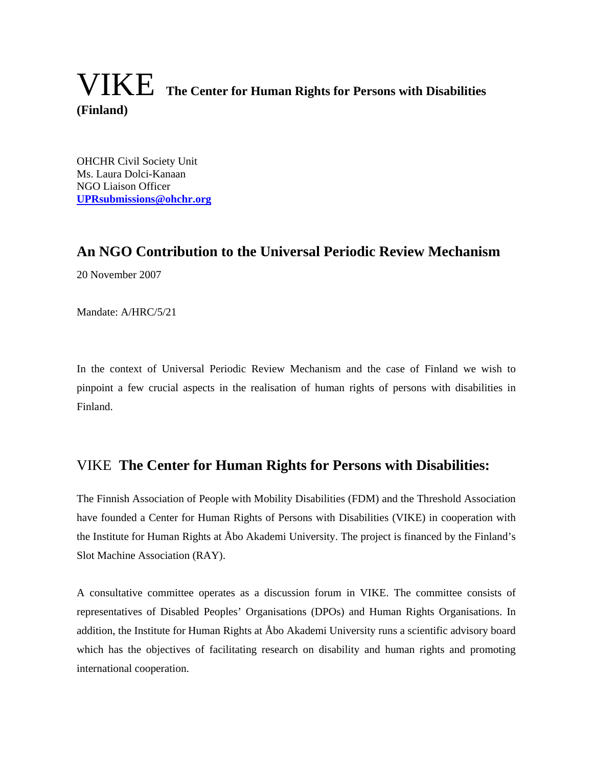# VIKE **The Center for Human Rights for Persons with Disabilities (Finland)**

OHCHR Civil Society Unit
Ms. Laura Dolci-Kanaan
NGO Liaison Officer
**UPRsubmissions@ohchr.org**

## An NGO Contribution to the Universal Periodic Review Mechanism

20 November 2007

Mandate: A/HRC/5/21

In the context of Universal Periodic Review Mechanism and the case of Finland we wish to pinpoint a few crucial aspects in the realisation of human rights of persons with disabilities in Finland.

## VIKE **The Center for Human Rights for Persons with Disabilities:**

The Finnish Association of People with Mobility Disabilities (FDM) and the Threshold Association have founded a Center for Human Rights of Persons with Disabilities (VIKE) in cooperation with the Institute for Human Rights at Åbo Akademi University. The project is financed by the Finland's Slot Machine Association (RAY).

A consultative committee operates as a discussion forum in VIKE. The committee consists of representatives of Disabled Peoples' Organisations (DPOs) and Human Rights Organisations. In addition, the Institute for Human Rights at Åbo Akademi University runs a scientific advisory board which has the objectives of facilitating research on disability and human rights and promoting international cooperation.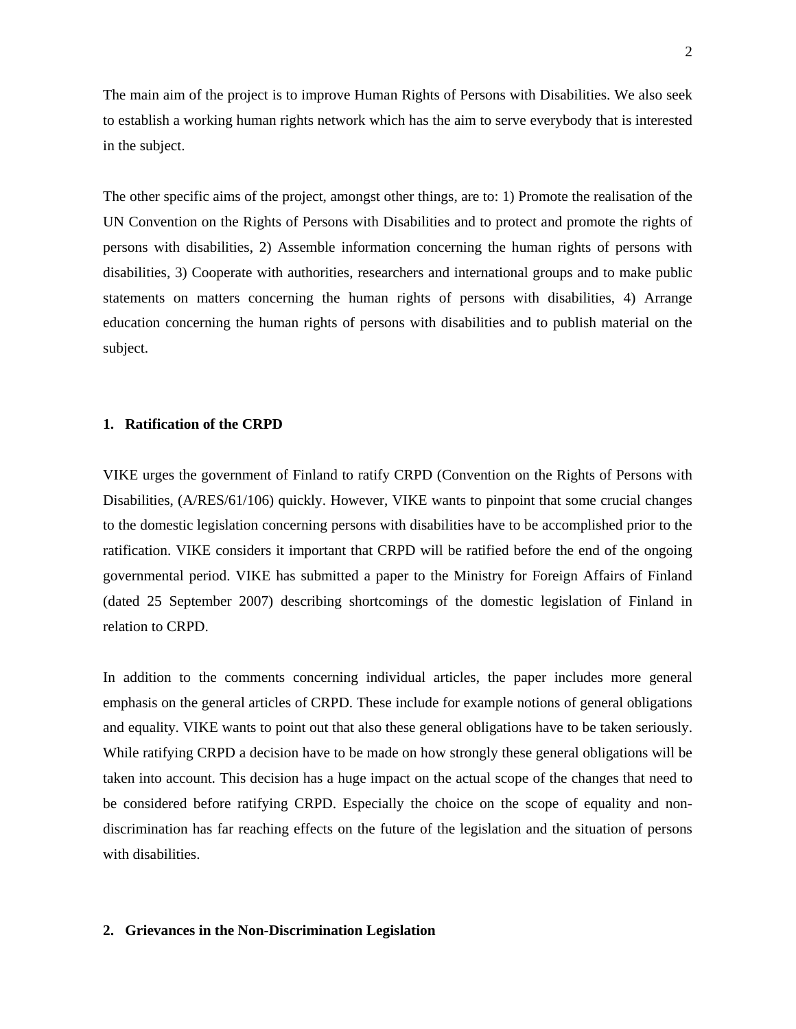The main aim of the project is to improve Human Rights of Persons with Disabilities. We also seek to establish a working human rights network which has the aim to serve everybody that is interested in the subject.

The other specific aims of the project, amongst other things, are to: 1) Promote the realisation of the UN Convention on the Rights of Persons with Disabilities and to protect and promote the rights of persons with disabilities, 2) Assemble information concerning the human rights of persons with disabilities, 3) Cooperate with authorities, researchers and international groups and to make public statements on matters concerning the human rights of persons with disabilities, 4) Arrange education concerning the human rights of persons with disabilities and to publish material on the subject.

## 1. Ratification of the CRPD

VIKE urges the government of Finland to ratify CRPD (Convention on the Rights of Persons with Disabilities, (A/RES/61/106) quickly. However, VIKE wants to pinpoint that some crucial changes to the domestic legislation concerning persons with disabilities have to be accomplished prior to the ratification. VIKE considers it important that CRPD will be ratified before the end of the ongoing governmental period. VIKE has submitted a paper to the Ministry for Foreign Affairs of Finland (dated 25 September 2007) describing shortcomings of the domestic legislation of Finland in relation to CRPD.

In addition to the comments concerning individual articles, the paper includes more general emphasis on the general articles of CRPD. These include for example notions of general obligations and equality. VIKE wants to point out that also these general obligations have to be taken seriously. While ratifying CRPD a decision have to be made on how strongly these general obligations will be taken into account. This decision has a huge impact on the actual scope of the changes that need to be considered before ratifying CRPD. Especially the choice on the scope of equality and non-discrimination has far reaching effects on the future of the legislation and the situation of persons with disabilities.

## 2. Grievances in the Non-Discrimination Legislation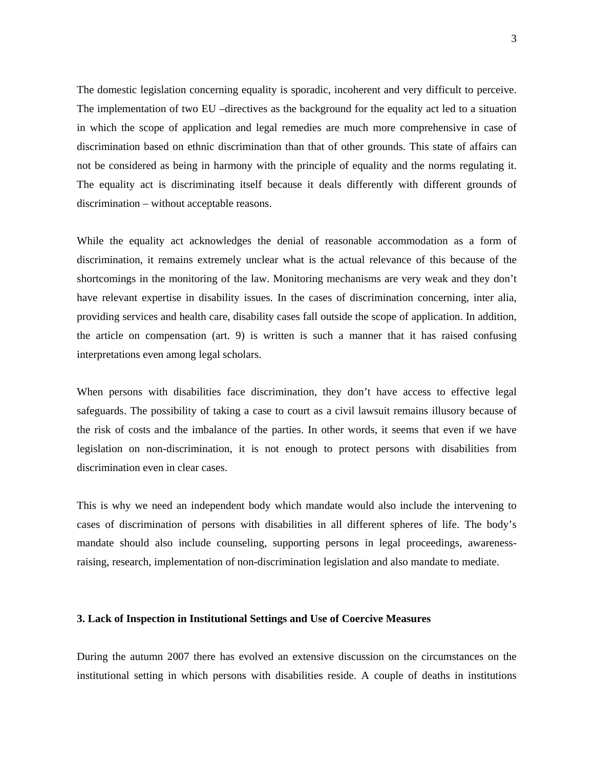The domestic legislation concerning equality is sporadic, incoherent and very difficult to perceive. The implementation of two EU –directives as the background for the equality act led to a situation in which the scope of application and legal remedies are much more comprehensive in case of discrimination based on ethnic discrimination than that of other grounds. This state of affairs can not be considered as being in harmony with the principle of equality and the norms regulating it. The equality act is discriminating itself because it deals differently with different grounds of discrimination – without acceptable reasons.

While the equality act acknowledges the denial of reasonable accommodation as a form of discrimination, it remains extremely unclear what is the actual relevance of this because of the shortcomings in the monitoring of the law. Monitoring mechanisms are very weak and they don't have relevant expertise in disability issues. In the cases of discrimination concerning, inter alia, providing services and health care, disability cases fall outside the scope of application. In addition, the article on compensation (art. 9) is written is such a manner that it has raised confusing interpretations even among legal scholars.

When persons with disabilities face discrimination, they don't have access to effective legal safeguards. The possibility of taking a case to court as a civil lawsuit remains illusory because of the risk of costs and the imbalance of the parties. In other words, it seems that even if we have legislation on non-discrimination, it is not enough to protect persons with disabilities from discrimination even in clear cases.

This is why we need an independent body which mandate would also include the intervening to cases of discrimination of persons with disabilities in all different spheres of life. The body's mandate should also include counseling, supporting persons in legal proceedings, awareness-raising, research, implementation of non-discrimination legislation and also mandate to mediate.

### 3. Lack of Inspection in Institutional Settings and Use of Coercive Measures

During the autumn 2007 there has evolved an extensive discussion on the circumstances on the institutional setting in which persons with disabilities reside. A couple of deaths in institutions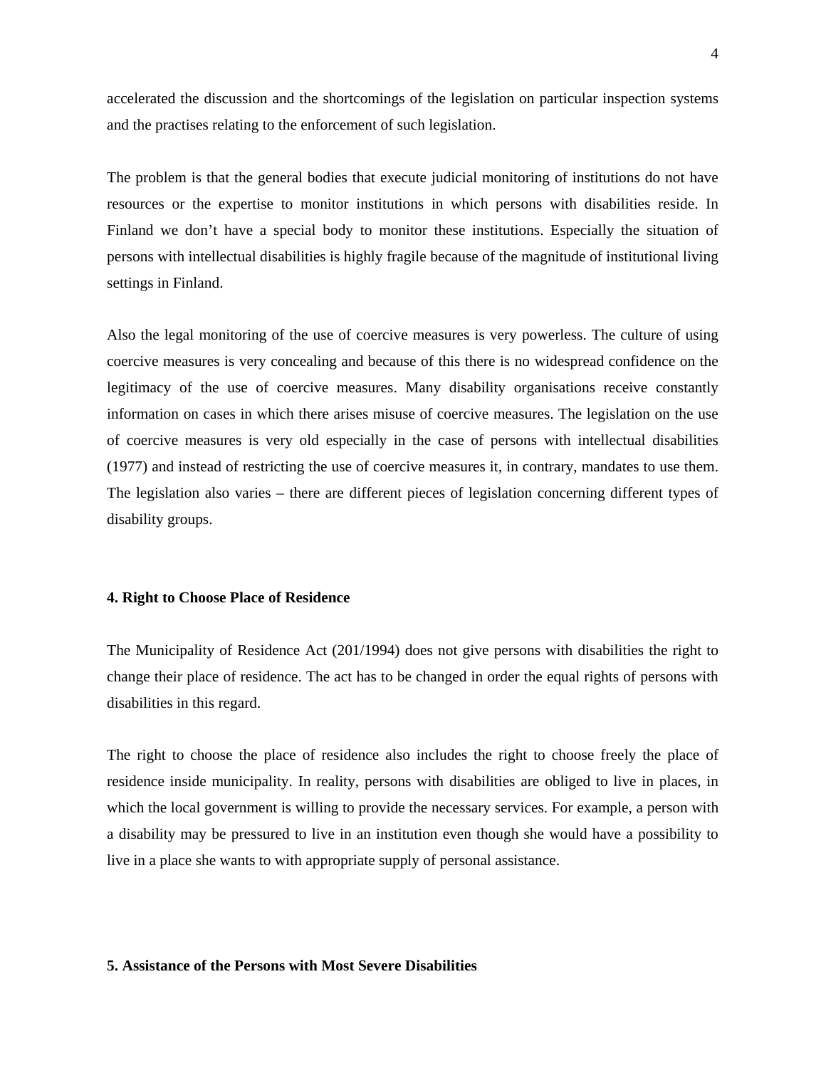accelerated the discussion and the shortcomings of the legislation on particular inspection systems and the practises relating to the enforcement of such legislation.

The problem is that the general bodies that execute judicial monitoring of institutions do not have resources or the expertise to monitor institutions in which persons with disabilities reside. In Finland we don't have a special body to monitor these institutions. Especially the situation of persons with intellectual disabilities is highly fragile because of the magnitude of institutional living settings in Finland.

Also the legal monitoring of the use of coercive measures is very powerless. The culture of using coercive measures is very concealing and because of this there is no widespread confidence on the legitimacy of the use of coercive measures. Many disability organisations receive constantly information on cases in which there arises misuse of coercive measures. The legislation on the use of coercive measures is very old especially in the case of persons with intellectual disabilities (1977) and instead of restricting the use of coercive measures it, in contrary, mandates to use them. The legislation also varies – there are different pieces of legislation concerning different types of disability groups.

**4. Right to Choose Place of Residence**

The Municipality of Residence Act (201/1994) does not give persons with disabilities the right to change their place of residence. The act has to be changed in order the equal rights of persons with disabilities in this regard.

The right to choose the place of residence also includes the right to choose freely the place of residence inside municipality. In reality, persons with disabilities are obliged to live in places, in which the local government is willing to provide the necessary services. For example, a person with a disability may be pressured to live in an institution even though she would have a possibility to live in a place she wants to with appropriate supply of personal assistance.

**5. Assistance of the Persons with Most Severe Disabilities**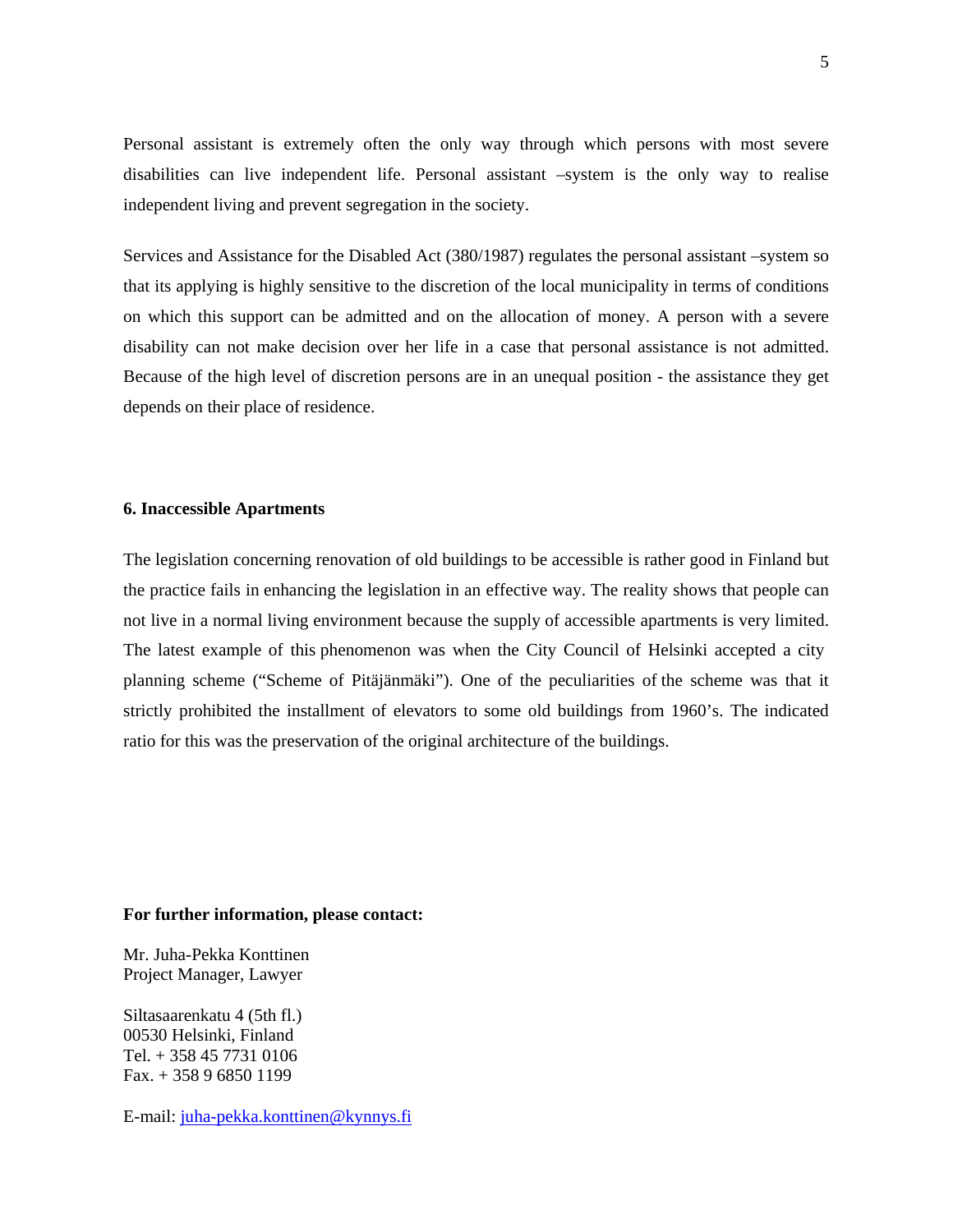Personal assistant is extremely often the only way through which persons with most severe disabilities can live independent life. Personal assistant –system is the only way to realise independent living and prevent segregation in the society.

Services and Assistance for the Disabled Act (380/1987) regulates the personal assistant –system so that its applying is highly sensitive to the discretion of the local municipality in terms of conditions on which this support can be admitted and on the allocation of money. A person with a severe disability can not make decision over her life in a case that personal assistance is not admitted. Because of the high level of discretion persons are in an unequal position - the assistance they get depends on their place of residence.

## 6. Inaccessible Apartments

The legislation concerning renovation of old buildings to be accessible is rather good in Finland but the practice fails in enhancing the legislation in an effective way. The reality shows that people can not live in a normal living environment because the supply of accessible apartments is very limited. The latest example of this phenomenon was when the City Council of Helsinki accepted a city planning scheme ("Scheme of Pitäjänmäki"). One of the peculiarities of the scheme was that it strictly prohibited the installment of elevators to some old buildings from 1960's. The indicated ratio for this was the preservation of the original architecture of the buildings.

**For further information, please contact:**

Mr. Juha-Pekka Konttinen
Project Manager, Lawyer

Siltasaarenkatu 4 (5th fl.)
00530 Helsinki, Finland
Tel. + 358 45 7731 0106
Fax. + 358 9 6850 1199

E-mail: juha-pekka.konttinen@kynnys.fi